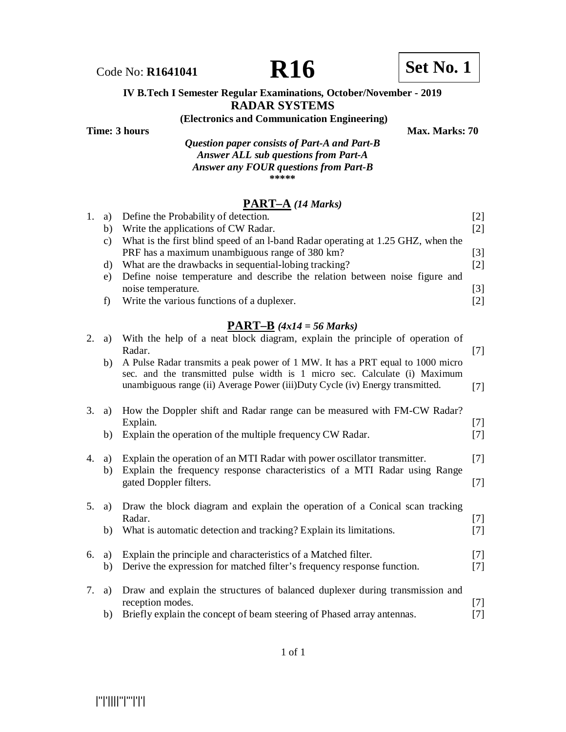Code No: **R1641041** **R16** **Set No. 1**

**IV B.Tech I Semester Regular Examinations, October/November - 2019**

# RADAR SYSTEMS

**(Electronics and Communication Engineering)**

**Time: 3 hours** **Max. Marks: 70**

***Question paper consists of Part-A and Part-B***
***Answer ALL sub questions from Part-A***
***Answer any FOUR questions from Part-B***

\*\*\*\*\*

## PART–A *(14 Marks)*

1. a) Define the Probability of detection. [2]
   b) Write the applications of CW Radar. [2]
   c) What is the first blind speed of an l-band Radar operating at 1.25 GHZ, when the PRF has a maximum unambiguous range of 380 km? [3]
   d) What are the drawbacks in sequential-lobing tracking? [2]
   e) Define noise temperature and describe the relation between noise figure and noise temperature. [3]
   f) Write the various functions of a duplexer. [2]

## PART–B *(4x14 = 56 Marks)*

2. a) With the help of a neat block diagram, explain the principle of operation of Radar. [7]
   b) A Pulse Radar transmits a peak power of 1 MW. It has a PRT equal to 1000 micro sec. and the transmitted pulse width is 1 micro sec. Calculate (i) Maximum unambiguous range (ii) Average Power (iii)Duty Cycle (iv) Energy transmitted. [7]

3. a) How the Doppler shift and Radar range can be measured with FM-CW Radar? Explain. [7]
   b) Explain the operation of the multiple frequency CW Radar. [7]

4. a) Explain the operation of an MTI Radar with power oscillator transmitter. [7]
   b) Explain the frequency response characteristics of a MTI Radar using Range gated Doppler filters. [7]

5. a) Draw the block diagram and explain the operation of a Conical scan tracking Radar. [7]
   b) What is automatic detection and tracking? Explain its limitations. [7]

6. a) Explain the principle and characteristics of a Matched filter. [7]
   b) Derive the expression for matched filter's frequency response function. [7]

7. a) Draw and explain the structures of balanced duplexer during transmission and reception modes. [7]
   b) Briefly explain the concept of beam steering of Phased array antennas. [7]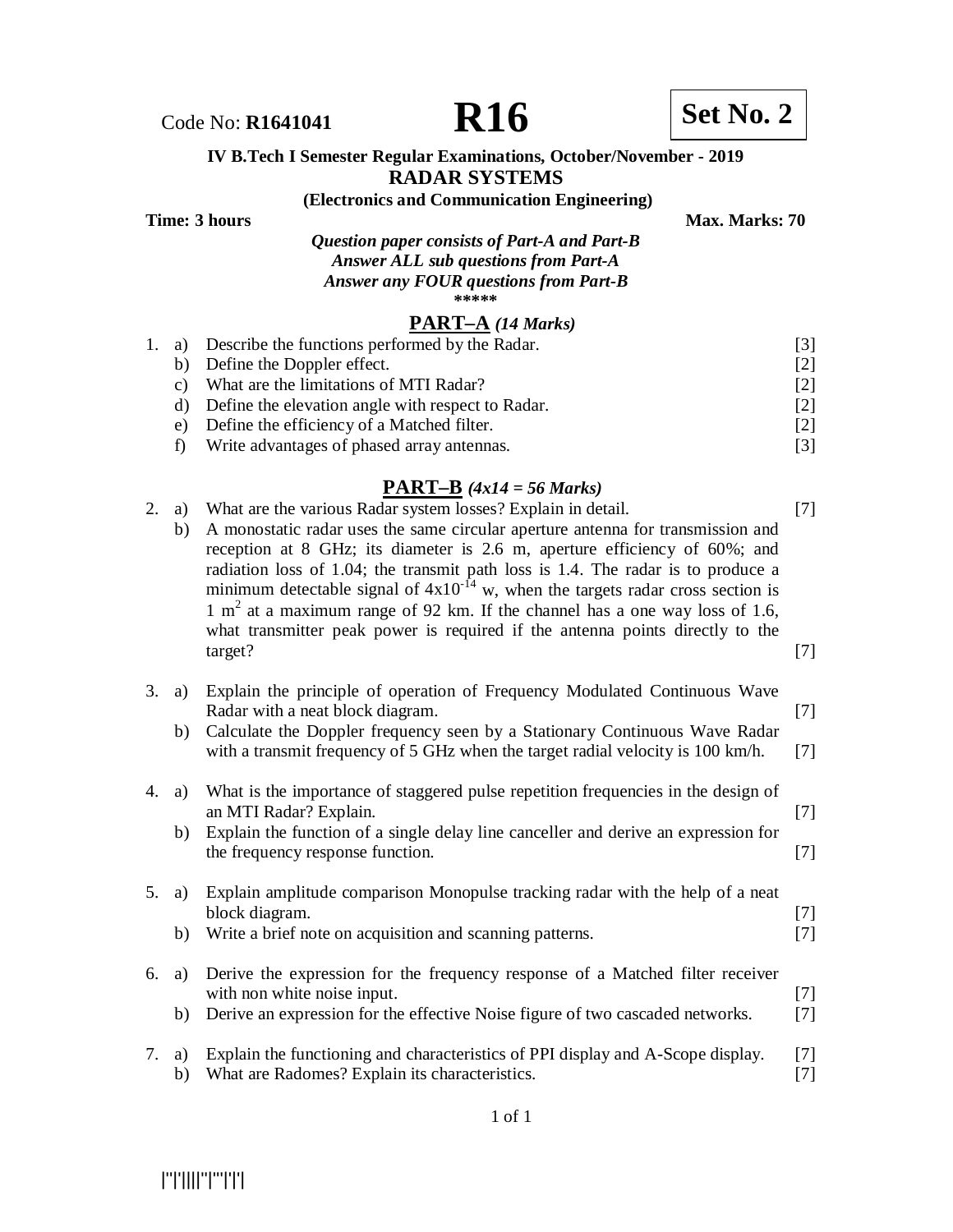Code No: **R1641041** **R16** **Set No. 2**

**IV B.Tech I Semester Regular Examinations, October/November - 2019**

# RADAR SYSTEMS

**(Electronics and Communication Engineering)**

**Time: 3 hours** **Max. Marks: 70**

*Question paper consists of Part-A and Part-B*
*Answer ALL sub questions from Part-A*
*Answer any FOUR questions from Part-B*

\*\*\*\*\*

## PART–A *(14 Marks)*

1. a) Describe the functions performed by the Radar. [3]
   b) Define the Doppler effect. [2]
   c) What are the limitations of MTI Radar? [2]
   d) Define the elevation angle with respect to Radar. [2]
   e) Define the efficiency of a Matched filter. [2]
   f) Write advantages of phased array antennas. [3]

## PART–B *(4x14 = 56 Marks)*

2. a) What are the various Radar system losses? Explain in detail. [7]
   b) A monostatic radar uses the same circular aperture antenna for transmission and reception at 8 GHz; its diameter is 2.6 m, aperture efficiency of 60%; and radiation loss of 1.04; the transmit path loss is 1.4. The radar is to produce a minimum detectable signal of $4\times10^{-14}$ w, when the targets radar cross section is 1 $m^2$ at a maximum range of 92 km. If the channel has a one way loss of 1.6, what transmitter peak power is required if the antenna points directly to the target? [7]

3. a) Explain the principle of operation of Frequency Modulated Continuous Wave Radar with a neat block diagram. [7]
   b) Calculate the Doppler frequency seen by a Stationary Continuous Wave Radar with a transmit frequency of 5 GHz when the target radial velocity is 100 km/h. [7]

4. a) What is the importance of staggered pulse repetition frequencies in the design of an MTI Radar? Explain. [7]
   b) Explain the function of a single delay line canceller and derive an expression for the frequency response function. [7]

5. a) Explain amplitude comparison Monopulse tracking radar with the help of a neat block diagram. [7]
   b) Write a brief note on acquisition and scanning patterns. [7]

6. a) Derive the expression for the frequency response of a Matched filter receiver with non white noise input. [7]
   b) Derive an expression for the effective Noise figure of two cascaded networks. [7]

7. a) Explain the functioning and characteristics of PPI display and A-Scope display. [7]
   b) What are Radomes? Explain its characteristics. [7]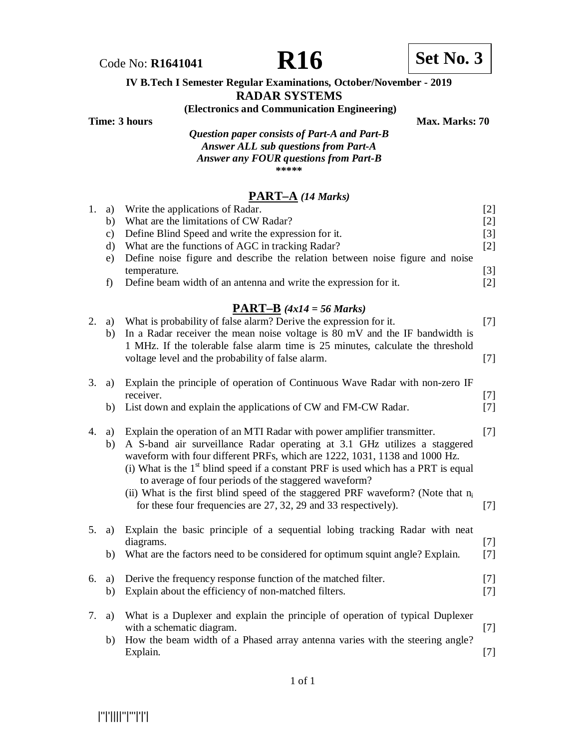Code No: **R1641041** **R16** **Set No. 3**

**IV B.Tech I Semester Regular Examinations, October/November - 2019**

**RADAR SYSTEMS**

**(Electronics and Communication Engineering)**

**Time: 3 hours** **Max. Marks: 70**

*Question paper consists of Part-A and Part-B*
*Answer ALL sub questions from Part-A*
*Answer any FOUR questions from Part-B*

\*\*\*\*\*

## PART–A *(14 Marks)*

1. a) Write the applications of Radar. [2]
   b) What are the limitations of CW Radar? [2]
   c) Define Blind Speed and write the expression for it. [3]
   d) What are the functions of AGC in tracking Radar? [2]
   e) Define noise figure and describe the relation between noise figure and noise temperature. [3]
   f) Define beam width of an antenna and write the expression for it. [2]

## PART–B *(4x14 = 56 Marks)*

2. a) What is probability of false alarm? Derive the expression for it. [7]
   b) In a Radar receiver the mean noise voltage is 80 mV and the IF bandwidth is 1 MHz. If the tolerable false alarm time is 25 minutes, calculate the threshold voltage level and the probability of false alarm. [7]

3. a) Explain the principle of operation of Continuous Wave Radar with non-zero IF receiver. [7]
   b) List down and explain the applications of CW and FM-CW Radar. [7]

4. a) Explain the operation of an MTI Radar with power amplifier transmitter. [7]
   b) A S-band air surveillance Radar operating at 3.1 GHz utilizes a staggered waveform with four different PRFs, which are 1222, 1031, 1138 and 1000 Hz.
      (i) What is the 1st blind speed if a constant PRF is used which has a PRT is equal to average of four periods of the staggered waveform?
      (ii) What is the first blind speed of the staggered PRF waveform? (Note that $n_i$ for these four frequencies are 27, 32, 29 and 33 respectively). [7]

5. a) Explain the basic principle of a sequential lobing tracking Radar with neat diagrams. [7]
   b) What are the factors need to be considered for optimum squint angle? Explain. [7]

6. a) Derive the frequency response function of the matched filter. [7]
   b) Explain about the efficiency of non-matched filters. [7]

7. a) What is a Duplexer and explain the principle of operation of typical Duplexer with a schematic diagram. [7]
   b) How the beam width of a Phased array antenna varies with the steering angle? Explain. [7]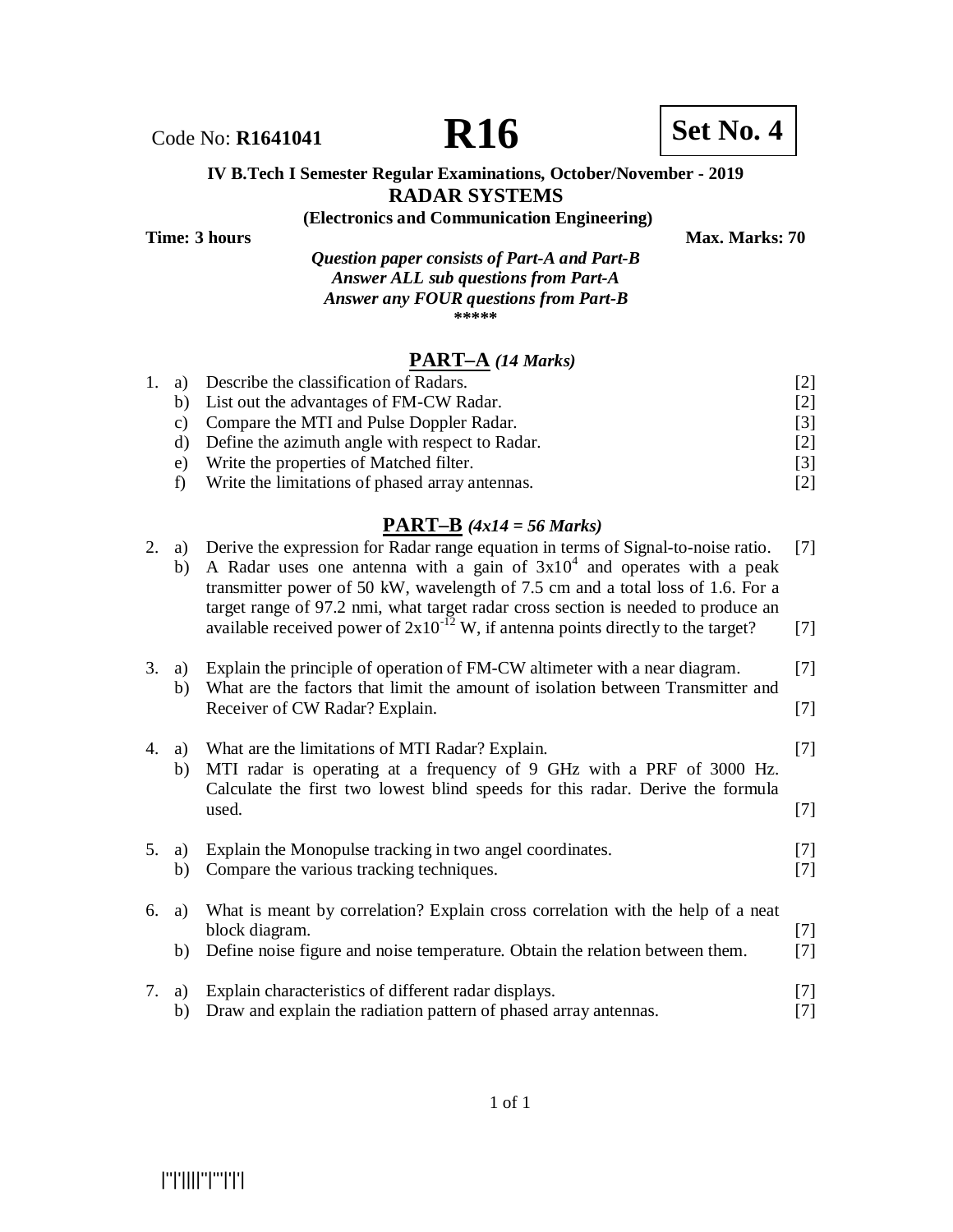Code No: **R1641041** **R16** **Set No. 4**

**IV B.Tech I Semester Regular Examinations, October/November - 2019**

## RADAR SYSTEMS

**(Electronics and Communication Engineering)**

**Time: 3 hours** **Max. Marks: 70**

*Question paper consists of Part-A and Part-B*
*Answer ALL sub questions from Part-A*
*Answer any FOUR questions from Part-B*
\*\*\*\*\*

## PART–A *(14 Marks)*

1. a) Describe the classification of Radars. [2]
   b) List out the advantages of FM-CW Radar. [2]
   c) Compare the MTI and Pulse Doppler Radar. [3]
   d) Define the azimuth angle with respect to Radar. [2]
   e) Write the properties of Matched filter. [3]
   f) Write the limitations of phased array antennas. [2]

## PART–B *(4x14 = 56 Marks)*

2. a) Derive the expression for Radar range equation in terms of Signal-to-noise ratio. [7]
   b) A Radar uses one antenna with a gain of $3 \times 10^4$ and operates with a peak transmitter power of 50 kW, wavelength of 7.5 cm and a total loss of 1.6. For a target range of 97.2 nmi, what target radar cross section is needed to produce an available received power of $2 \times 10^{-12}$ W, if antenna points directly to the target? [7]

3. a) Explain the principle of operation of FM-CW altimeter with a near diagram. [7]
   b) What are the factors that limit the amount of isolation between Transmitter and Receiver of CW Radar? Explain. [7]

4. a) What are the limitations of MTI Radar? Explain. [7]
   b) MTI radar is operating at a frequency of 9 GHz with a PRF of 3000 Hz. Calculate the first two lowest blind speeds for this radar. Derive the formula used. [7]

5. a) Explain the Monopulse tracking in two angel coordinates. [7]
   b) Compare the various tracking techniques. [7]

6. a) What is meant by correlation? Explain cross correlation with the help of a neat block diagram. [7]
   b) Define noise figure and noise temperature. Obtain the relation between them. [7]

7. a) Explain characteristics of different radar displays. [7]
   b) Draw and explain the radiation pattern of phased array antennas. [7]